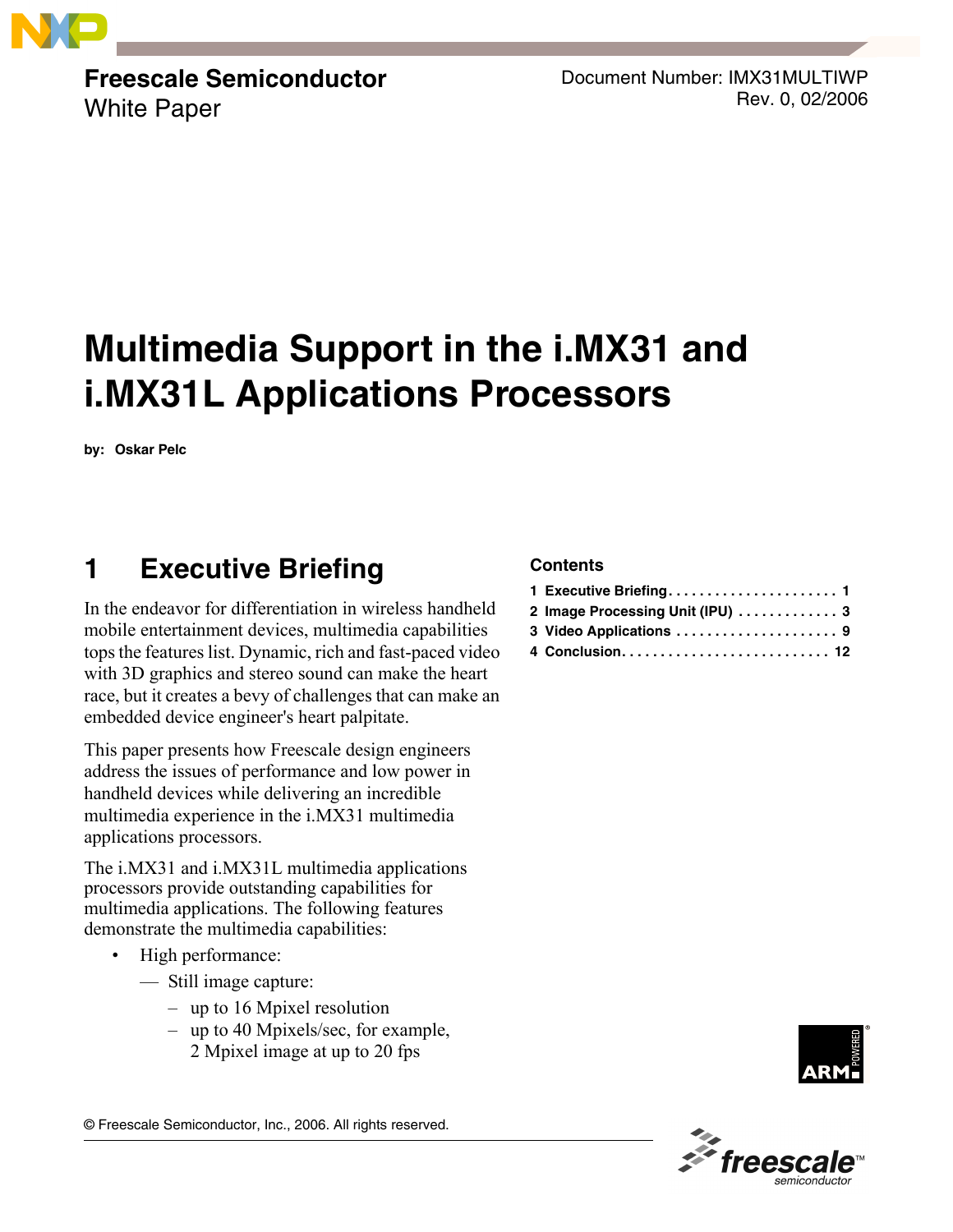**Freescale Semiconductor**
White Paper

Document Number: IMX31MULTIWP
Rev. 0, 02/2006

# Multimedia Support in the i.MX31 and i.MX31L Applications Processors

**by: Oskar Pelc**

**Contents**

1 Executive Briefing . . . . . . . . . . . . . . . . . . . . . . 1
2 Image Processing Unit (IPU) . . . . . . . . . . . . . 3
3 Video Applications . . . . . . . . . . . . . . . . . . . . . 9
4 Conclusion. . . . . . . . . . . . . . . . . . . . . . . . . . . 12

## 1 Executive Briefing

In the endeavor for differentiation in wireless handheld mobile entertainment devices, multimedia capabilities tops the features list. Dynamic, rich and fast-paced video with 3D graphics and stereo sound can make the heart race, but it creates a bevy of challenges that can make an embedded device engineer's heart palpitate.

This paper presents how Freescale design engineers address the issues of performance and low power in handheld devices while delivering an incredible multimedia experience in the i.MX31 multimedia applications processors.

The i.MX31 and i.MX31L multimedia applications processors provide outstanding capabilities for multimedia applications. The following features demonstrate the multimedia capabilities:

- High performance:
  - Still image capture:
    - up to 16 Mpixel resolution
    - up to 40 Mpixels/sec, for example, 2 Mpixel image at up to 20 fps

© Freescale Semiconductor, Inc., 2006. All rights reserved.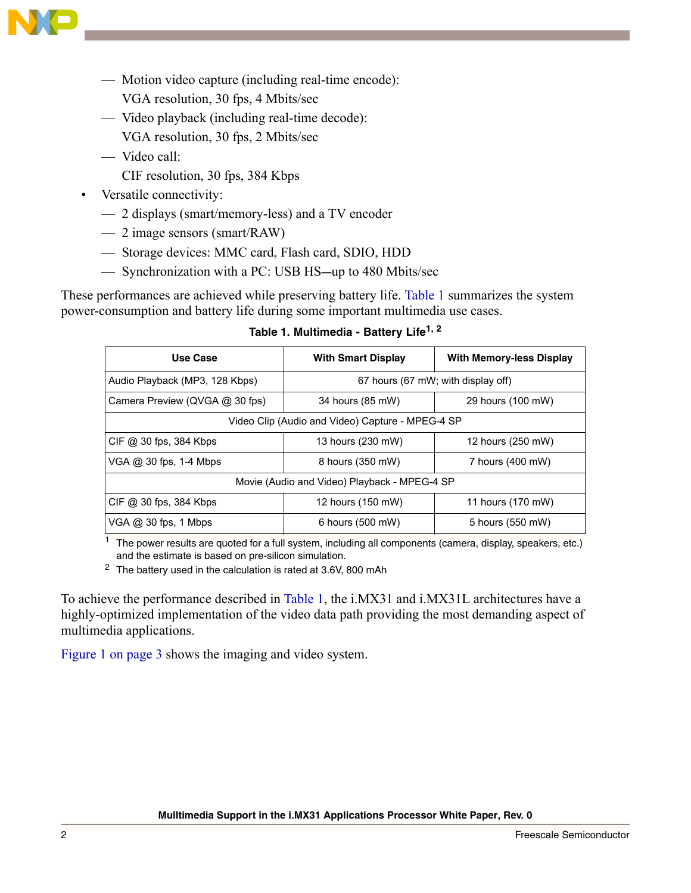- Motion video capture (including real-time encode):
  VGA resolution, 30 fps, 4 Mbits/sec
- Video playback (including real-time decode):
  VGA resolution, 30 fps, 2 Mbits/sec
- Video call:
  CIF resolution, 30 fps, 384 Kbps

- Versatile connectivity:
  - 2 displays (smart/memory-less) and a TV encoder
  - 2 image sensors (smart/RAW)
  - Storage devices: MMC card, Flash card, SDIO, HDD
  - Synchronization with a PC: USB HS—up to 480 Mbits/sec

These performances are achieved while preserving battery life. Table 1 summarizes the system power-consumption and battery life during some important multimedia use cases.

**Table 1. Multimedia - Battery Life[1, 2]**

| Use Case | With Smart Display | With Memory-less Display |
|---|---|---|
| Audio Playback (MP3, 128 Kbps) | 67 hours (67 mW; with display off) | |
| Camera Preview (QVGA @ 30 fps) | 34 hours (85 mW) | 29 hours (100 mW) |
| Video Clip (Audio and Video) Capture - MPEG-4 SP | | |
| CIF @ 30 fps, 384 Kbps | 13 hours (230 mW) | 12 hours (250 mW) |
| VGA @ 30 fps, 1-4 Mbps | 8 hours (350 mW) | 7 hours (400 mW) |
| Movie (Audio and Video) Playback - MPEG-4 SP | | |
| CIF @ 30 fps, 384 Kbps | 12 hours (150 mW) | 11 hours (170 mW) |
| VGA @ 30 fps, 1 Mbps | 6 hours (500 mW) | 5 hours (550 mW) |

[1] The power results are quoted for a full system, including all components (camera, display, speakers, etc.) and the estimate is based on pre-silicon simulation.

[2] The battery used in the calculation is rated at 3.6V, 800 mAh

To achieve the performance described in Table 1, the i.MX31 and i.MX31L architectures have a highly-optimized implementation of the video data path providing the most demanding aspect of multimedia applications.

Figure 1 on page 3 shows the imaging and video system.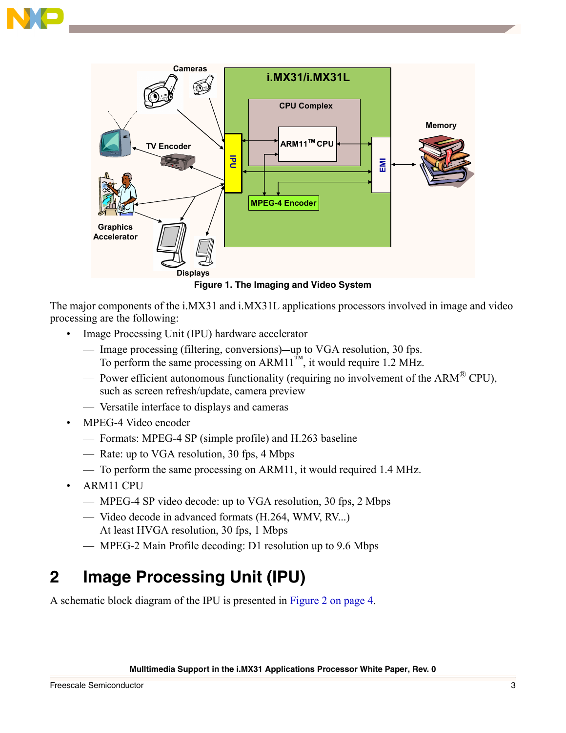Figure 1. The Imaging and Video System

The major components of the i.MX31 and i.MX31L applications processors involved in image and video processing are the following:

- Image Processing Unit (IPU) hardware accelerator
  - Image processing (filtering, conversions)—up to VGA resolution, 30 fps. To perform the same processing on ARM11™, it would require 1.2 MHz.
  - Power efficient autonomous functionality (requiring no involvement of the ARM® CPU), such as screen refresh/update, camera preview
  - Versatile interface to displays and cameras
- MPEG-4 Video encoder
  - Formats: MPEG-4 SP (simple profile) and H.263 baseline
  - Rate: up to VGA resolution, 30 fps, 4 Mbps
  - To perform the same processing on ARM11, it would required 1.4 MHz.
- ARM11 CPU
  - MPEG-4 SP video decode: up to VGA resolution, 30 fps, 2 Mbps
  - Video decode in advanced formats (H.264, WMV, RV...) At least HVGA resolution, 30 fps, 1 Mbps
  - MPEG-2 Main Profile decoding: D1 resolution up to 9.6 Mbps

## 2 Image Processing Unit (IPU)

A schematic block diagram of the IPU is presented in Figure 2 on page 4.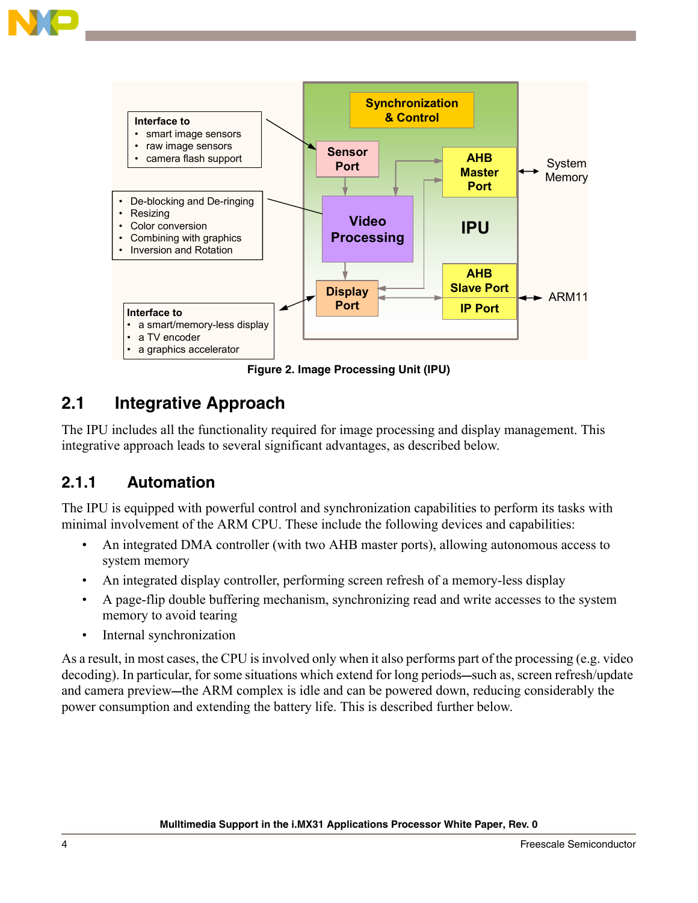Figure 2. Image Processing Unit (IPU)

## 2.1 Integrative Approach

The IPU includes all the functionality required for image processing and display management. This integrative approach leads to several significant advantages, as described below.

### 2.1.1 Automation

The IPU is equipped with powerful control and synchronization capabilities to perform its tasks with minimal involvement of the ARM CPU. These include the following devices and capabilities:

- An integrated DMA controller (with two AHB master ports), allowing autonomous access to system memory
- An integrated display controller, performing screen refresh of a memory-less display
- A page-flip double buffering mechanism, synchronizing read and write accesses to the system memory to avoid tearing
- Internal synchronization

As a result, in most cases, the CPU is involved only when it also performs part of the processing (e.g. video decoding). In particular, for some situations which extend for long periods—such as, screen refresh/update and camera preview—the ARM complex is idle and can be powered down, reducing considerably the power consumption and extending the battery life. This is described further below.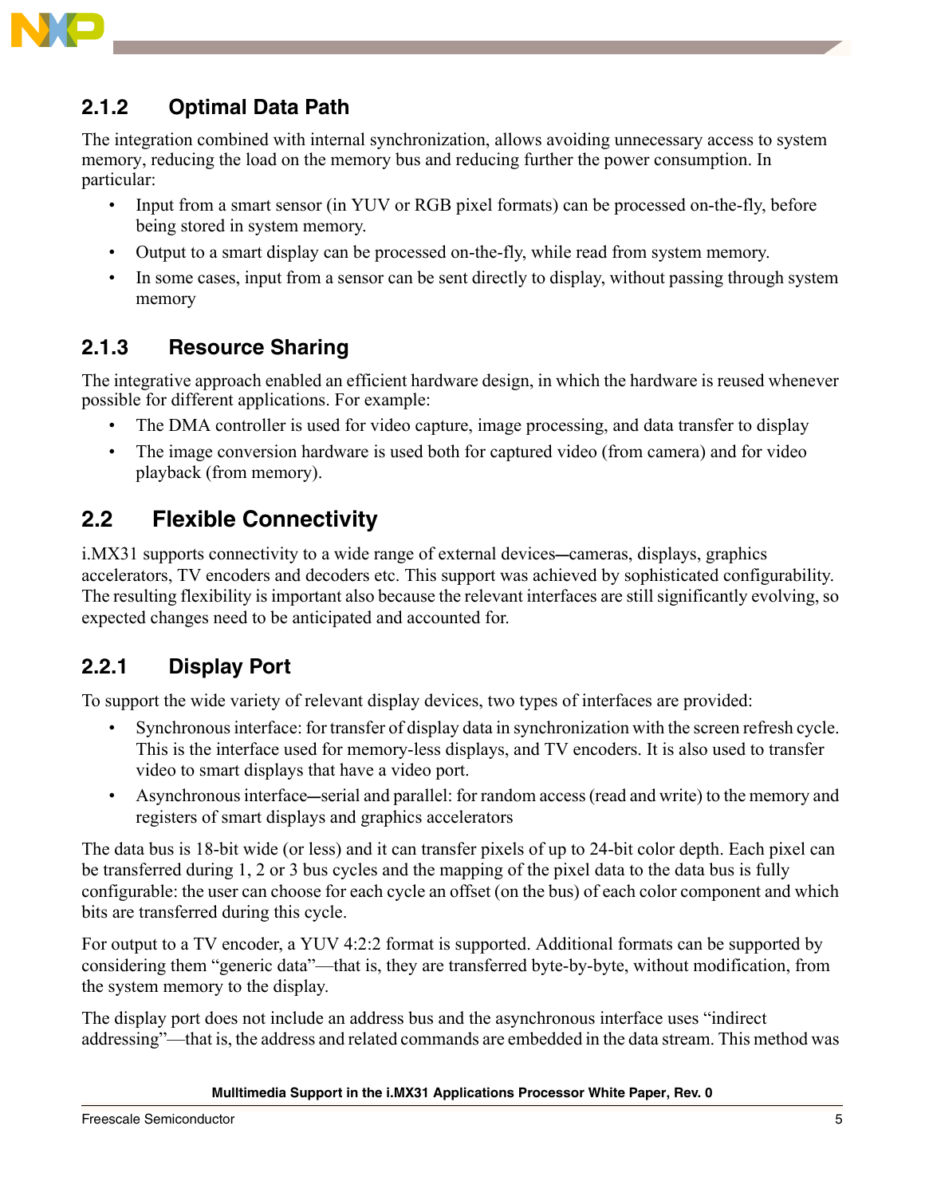### 2.1.2 Optimal Data Path

The integration combined with internal synchronization, allows avoiding unnecessary access to system memory, reducing the load on the memory bus and reducing further the power consumption. In particular:

- Input from a smart sensor (in YUV or RGB pixel formats) can be processed on-the-fly, before being stored in system memory.
- Output to a smart display can be processed on-the-fly, while read from system memory.
- In some cases, input from a sensor can be sent directly to display, without passing through system memory

### 2.1.3 Resource Sharing

The integrative approach enabled an efficient hardware design, in which the hardware is reused whenever possible for different applications. For example:

- The DMA controller is used for video capture, image processing, and data transfer to display
- The image conversion hardware is used both for captured video (from camera) and for video playback (from memory).

## 2.2 Flexible Connectivity

i.MX31 supports connectivity to a wide range of external devices—cameras, displays, graphics accelerators, TV encoders and decoders etc. This support was achieved by sophisticated configurability. The resulting flexibility is important also because the relevant interfaces are still significantly evolving, so expected changes need to be anticipated and accounted for.

### 2.2.1 Display Port

To support the wide variety of relevant display devices, two types of interfaces are provided:

- Synchronous interface: for transfer of display data in synchronization with the screen refresh cycle. This is the interface used for memory-less displays, and TV encoders. It is also used to transfer video to smart displays that have a video port.
- Asynchronous interface—serial and parallel: for random access (read and write) to the memory and registers of smart displays and graphics accelerators

The data bus is 18-bit wide (or less) and it can transfer pixels of up to 24-bit color depth. Each pixel can be transferred during 1, 2 or 3 bus cycles and the mapping of the pixel data to the data bus is fully configurable: the user can choose for each cycle an offset (on the bus) of each color component and which bits are transferred during this cycle.

For output to a TV encoder, a YUV 4:2:2 format is supported. Additional formats can be supported by considering them "generic data"—that is, they are transferred byte-by-byte, without modification, from the system memory to the display.

The display port does not include an address bus and the asynchronous interface uses "indirect addressing"—that is, the address and related commands are embedded in the data stream. This method was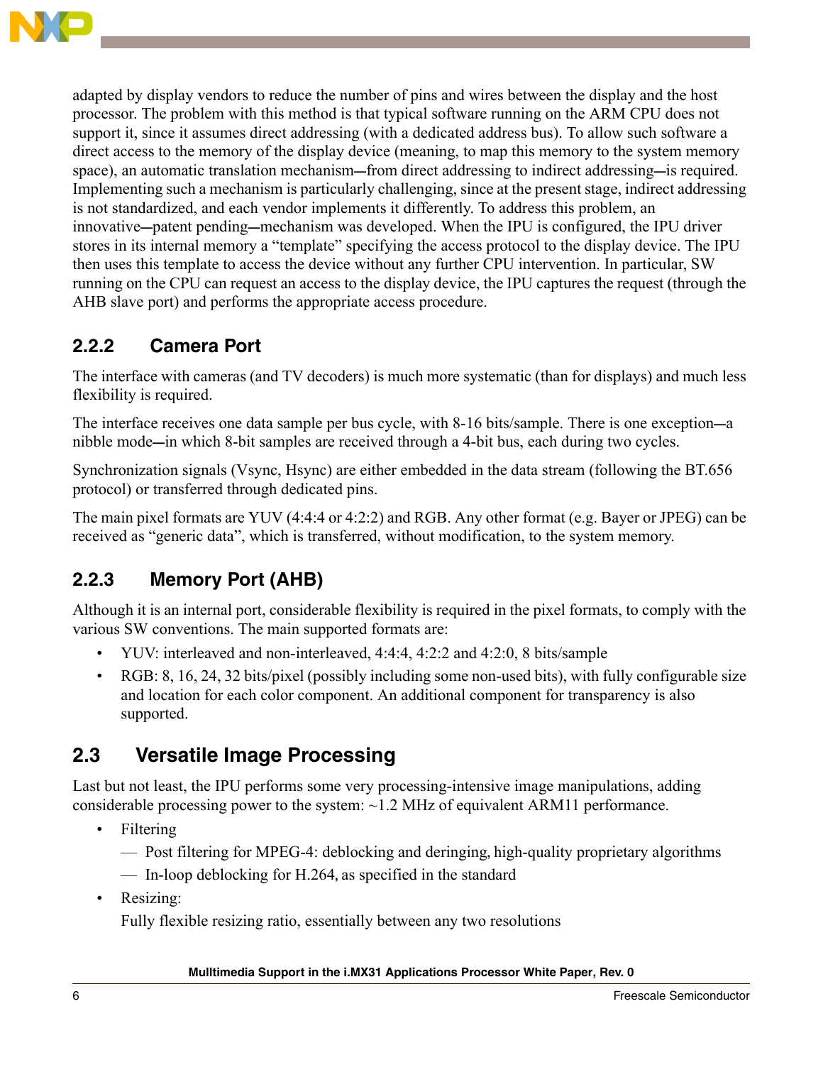adapted by display vendors to reduce the number of pins and wires between the display and the host processor. The problem with this method is that typical software running on the ARM CPU does not support it, since it assumes direct addressing (with a dedicated address bus). To allow such software a direct access to the memory of the display device (meaning, to map this memory to the system memory space), an automatic translation mechanism—from direct addressing to indirect addressing—is required. Implementing such a mechanism is particularly challenging, since at the present stage, indirect addressing is not standardized, and each vendor implements it differently. To address this problem, an innovative—patent pending—mechanism was developed. When the IPU is configured, the IPU driver stores in its internal memory a "template" specifying the access protocol to the display device. The IPU then uses this template to access the device without any further CPU intervention. In particular, SW running on the CPU can request an access to the display device, the IPU captures the request (through the AHB slave port) and performs the appropriate access procedure.

### 2.2.2 Camera Port

The interface with cameras (and TV decoders) is much more systematic (than for displays) and much less flexibility is required.

The interface receives one data sample per bus cycle, with 8-16 bits/sample. There is one exception—a nibble mode—in which 8-bit samples are received through a 4-bit bus, each during two cycles.

Synchronization signals (Vsync, Hsync) are either embedded in the data stream (following the BT.656 protocol) or transferred through dedicated pins.

The main pixel formats are YUV (4:4:4 or 4:2:2) and RGB. Any other format (e.g. Bayer or JPEG) can be received as "generic data", which is transferred, without modification, to the system memory.

### 2.2.3 Memory Port (AHB)

Although it is an internal port, considerable flexibility is required in the pixel formats, to comply with the various SW conventions. The main supported formats are:

- YUV: interleaved and non-interleaved, 4:4:4, 4:2:2 and 4:2:0, 8 bits/sample
- RGB: 8, 16, 24, 32 bits/pixel (possibly including some non-used bits), with fully configurable size and location for each color component. An additional component for transparency is also supported.

## 2.3 Versatile Image Processing

Last but not least, the IPU performs some very processing-intensive image manipulations, adding considerable processing power to the system: ~1.2 MHz of equivalent ARM11 performance.

- Filtering
  - Post filtering for MPEG-4: deblocking and deringing, high-quality proprietary algorithms
  - In-loop deblocking for H.264, as specified in the standard
- Resizing:

  Fully flexible resizing ratio, essentially between any two resolutions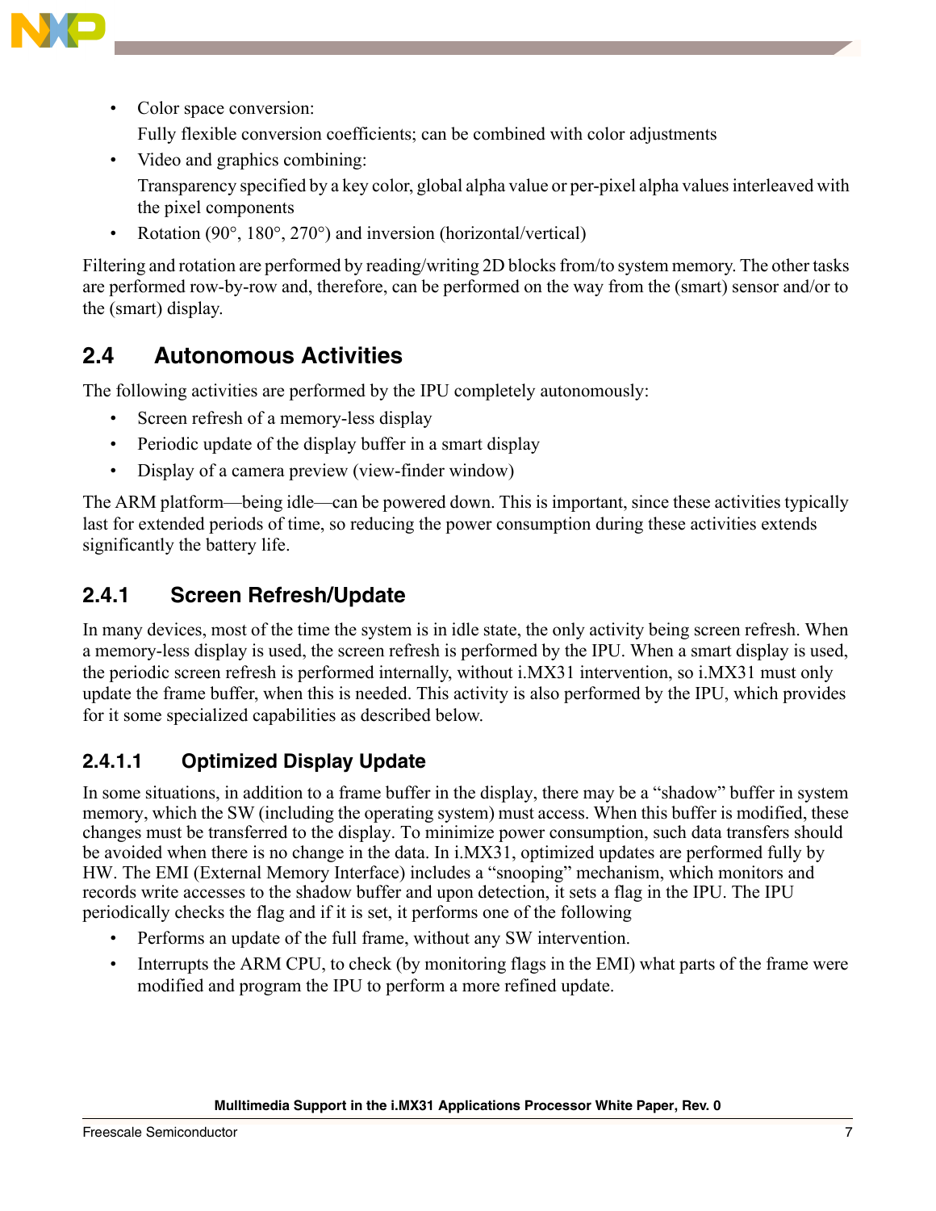- Color space conversion:
  Fully flexible conversion coefficients; can be combined with color adjustments
- Video and graphics combining:
  Transparency specified by a key color, global alpha value or per-pixel alpha values interleaved with the pixel components
- Rotation (90°, 180°, 270°) and inversion (horizontal/vertical)

Filtering and rotation are performed by reading/writing 2D blocks from/to system memory. The other tasks are performed row-by-row and, therefore, can be performed on the way from the (smart) sensor and/or to the (smart) display.

## 2.4 Autonomous Activities

The following activities are performed by the IPU completely autonomously:

- Screen refresh of a memory-less display
- Periodic update of the display buffer in a smart display
- Display of a camera preview (view-finder window)

The ARM platform—being idle—can be powered down. This is important, since these activities typically last for extended periods of time, so reducing the power consumption during these activities extends significantly the battery life.

### 2.4.1 Screen Refresh/Update

In many devices, most of the time the system is in idle state, the only activity being screen refresh. When a memory-less display is used, the screen refresh is performed by the IPU. When a smart display is used, the periodic screen refresh is performed internally, without i.MX31 intervention, so i.MX31 must only update the frame buffer, when this is needed. This activity is also performed by the IPU, which provides for it some specialized capabilities as described below.

#### 2.4.1.1 Optimized Display Update

In some situations, in addition to a frame buffer in the display, there may be a "shadow" buffer in system memory, which the SW (including the operating system) must access. When this buffer is modified, these changes must be transferred to the display. To minimize power consumption, such data transfers should be avoided when there is no change in the data. In i.MX31, optimized updates are performed fully by HW. The EMI (External Memory Interface) includes a "snooping" mechanism, which monitors and records write accesses to the shadow buffer and upon detection, it sets a flag in the IPU. The IPU periodically checks the flag and if it is set, it performs one of the following

- Performs an update of the full frame, without any SW intervention.
- Interrupts the ARM CPU, to check (by monitoring flags in the EMI) what parts of the frame were modified and program the IPU to perform a more refined update.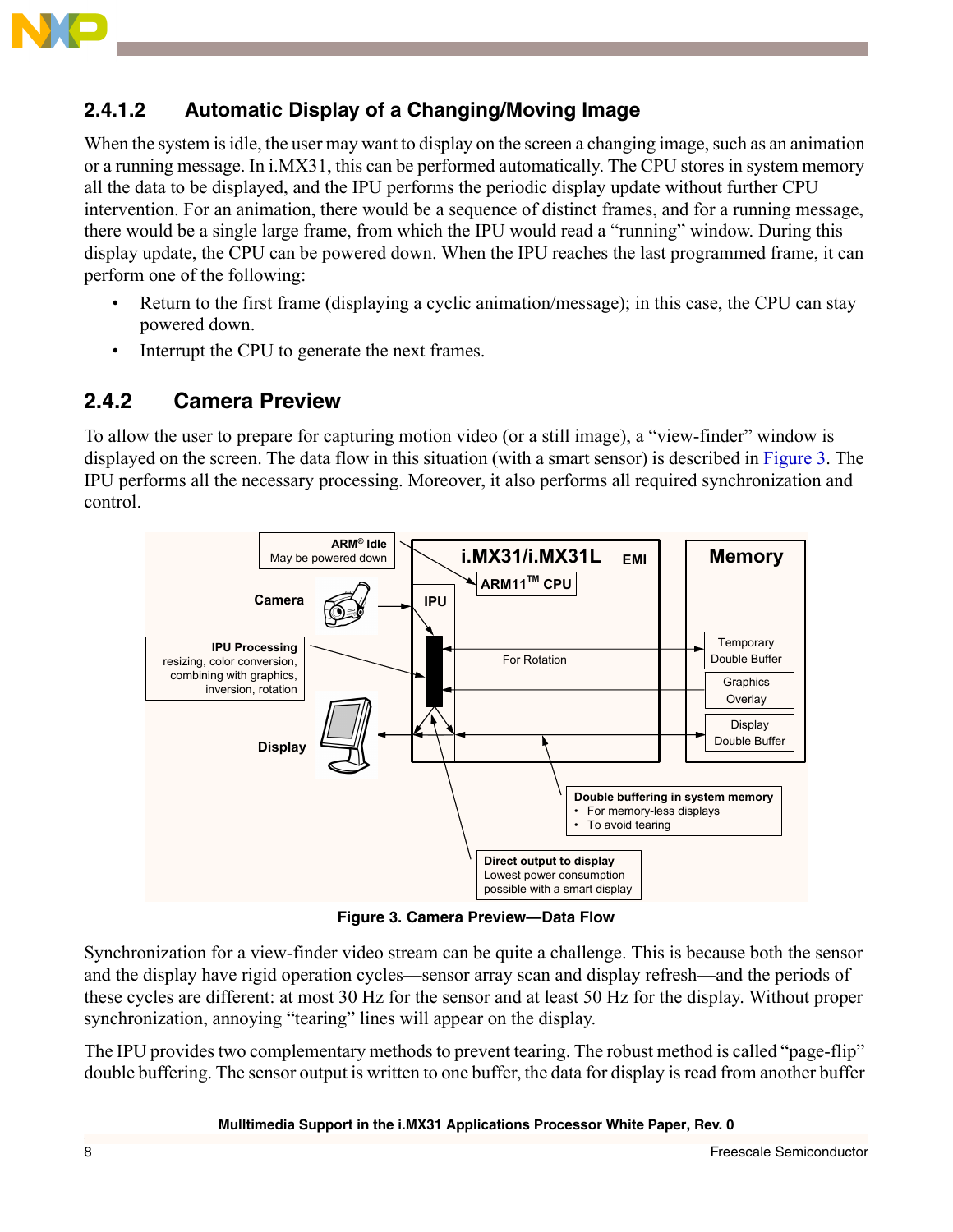### 2.4.1.2 Automatic Display of a Changing/Moving Image

When the system is idle, the user may want to display on the screen a changing image, such as an animation or a running message. In i.MX31, this can be performed automatically. The CPU stores in system memory all the data to be displayed, and the IPU performs the periodic display update without further CPU intervention. For an animation, there would be a sequence of distinct frames, and for a running message, there would be a single large frame, from which the IPU would read a "running" window. During this display update, the CPU can be powered down. When the IPU reaches the last programmed frame, it can perform one of the following:

- Return to the first frame (displaying a cyclic animation/message); in this case, the CPU can stay powered down.
- Interrupt the CPU to generate the next frames.

## 2.4.2 Camera Preview

To allow the user to prepare for capturing motion video (or a still image), a "view-finder" window is displayed on the screen. The data flow in this situation (with a smart sensor) is described in Figure 3. The IPU performs all the necessary processing. Moreover, it also performs all required synchronization and control.

**Figure 3. Camera Preview—Data Flow**

Synchronization for a view-finder video stream can be quite a challenge. This is because both the sensor and the display have rigid operation cycles—sensor array scan and display refresh—and the periods of these cycles are different: at most 30 Hz for the sensor and at least 50 Hz for the display. Without proper synchronization, annoying "tearing" lines will appear on the display.

The IPU provides two complementary methods to prevent tearing. The robust method is called "page-flip" double buffering. The sensor output is written to one buffer, the data for display is read from another buffer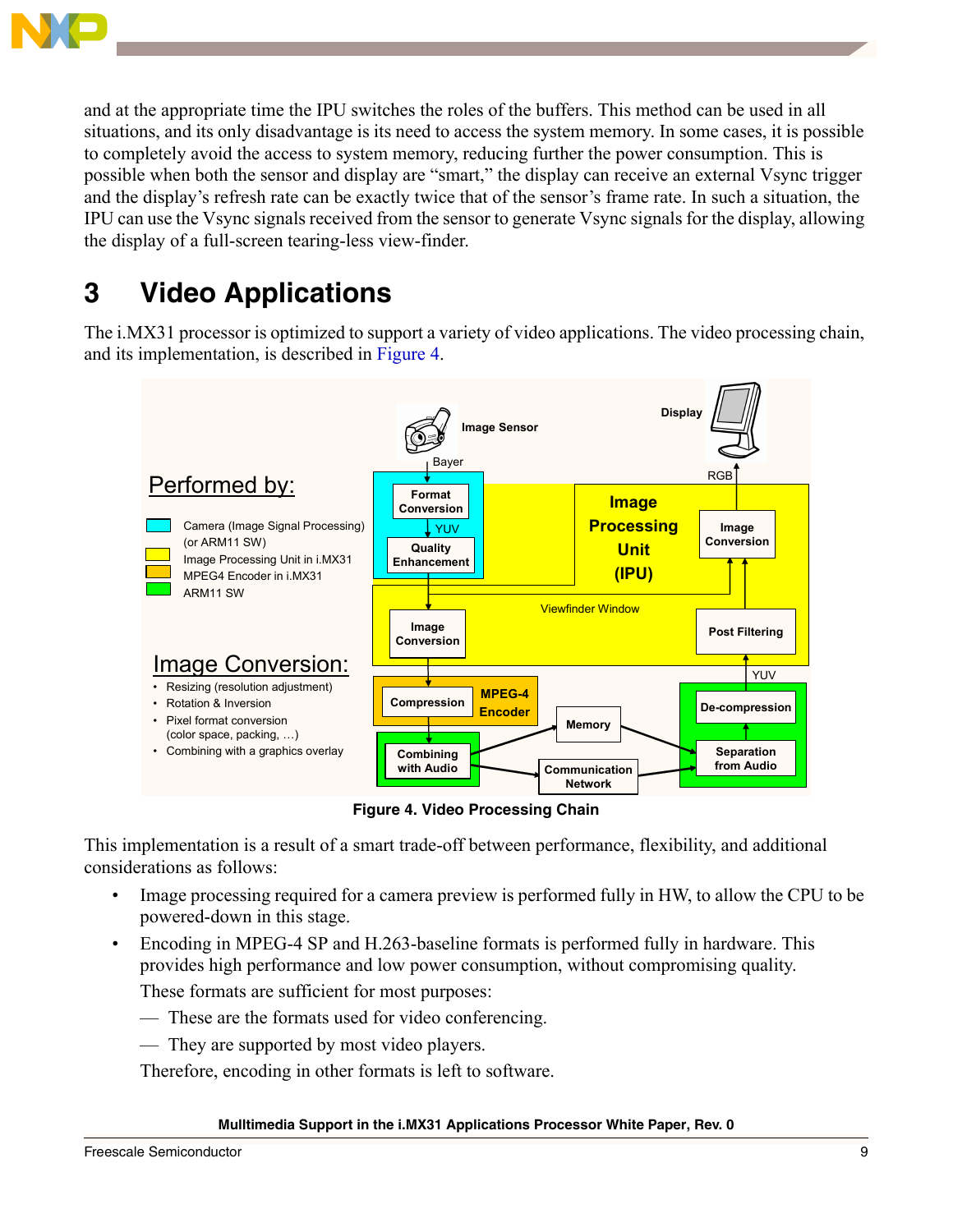and at the appropriate time the IPU switches the roles of the buffers. This method can be used in all situations, and its only disadvantage is its need to access the system memory. In some cases, it is possible to completely avoid the access to system memory, reducing further the power consumption. This is possible when both the sensor and display are "smart," the display can receive an external Vsync trigger and the display's refresh rate can be exactly twice that of the sensor's frame rate. In such a situation, the IPU can use the Vsync signals received from the sensor to generate Vsync signals for the display, allowing the display of a full-screen tearing-less view-finder.

# 3 Video Applications

The i.MX31 processor is optimized to support a variety of video applications. The video processing chain, and its implementation, is described in Figure 4.

**Figure 4. Video Processing Chain**

This implementation is a result of a smart trade-off between performance, flexibility, and additional considerations as follows:

- Image processing required for a camera preview is performed fully in HW, to allow the CPU to be powered-down in this stage.
- Encoding in MPEG-4 SP and H.263-baseline formats is performed fully in hardware. This provides high performance and low power consumption, without compromising quality.

  These formats are sufficient for most purposes:

  — These are the formats used for video conferencing.

  — They are supported by most video players.

  Therefore, encoding in other formats is left to software.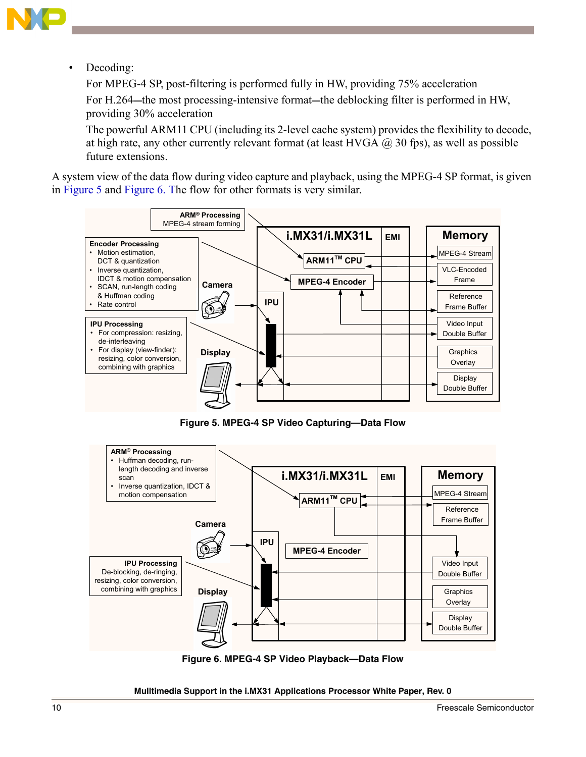- Decoding:

  For MPEG-4 SP, post-filtering is performed fully in HW, providing 75% acceleration

  For H.264—the most processing-intensive format—the deblocking filter is performed in HW, providing 30% acceleration

  The powerful ARM11 CPU (including its 2-level cache system) provides the flexibility to decode, at high rate, any other currently relevant format (at least HVGA @ 30 fps), as well as possible future extensions.

A system view of the data flow during video capture and playback, using the MPEG-4 SP format, is given in Figure 5 and Figure 6. The flow for other formats is very similar.

**Figure 5. MPEG-4 SP Video Capturing—Data Flow**

**Figure 6. MPEG-4 SP Video Playback—Data Flow**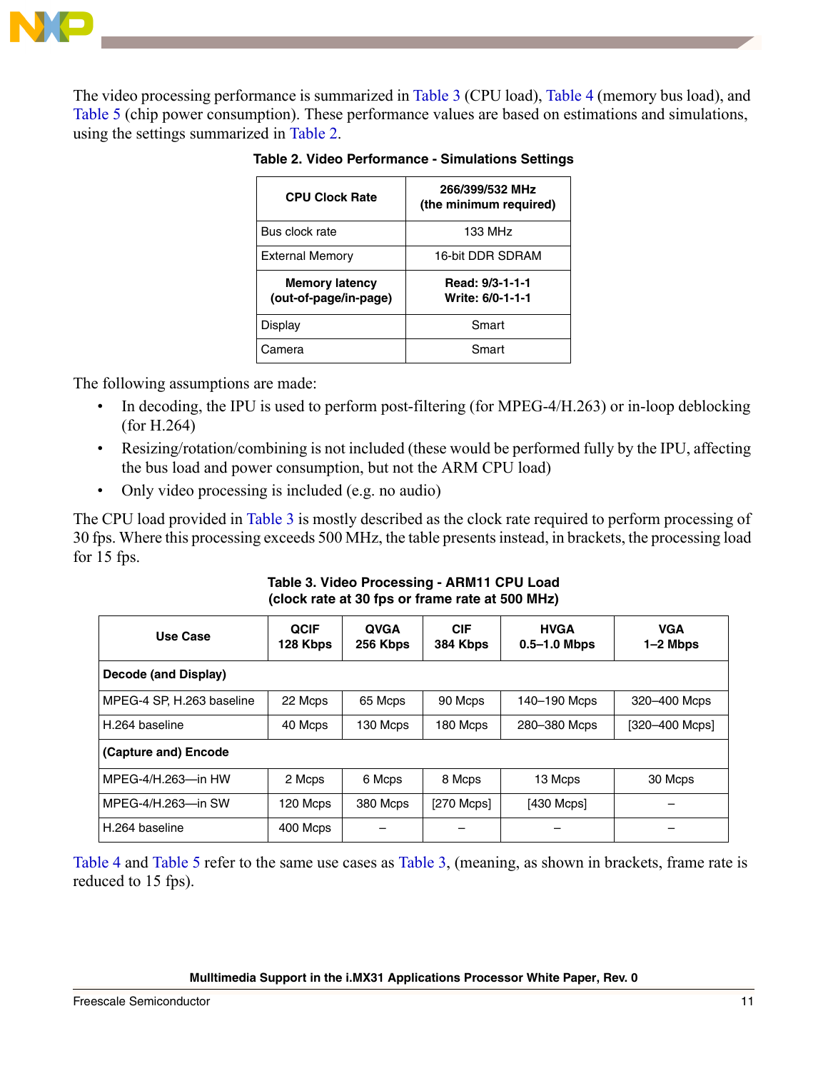The video processing performance is summarized in Table 3 (CPU load), Table 4 (memory bus load), and Table 5 (chip power consumption). These performance values are based on estimations and simulations, using the settings summarized in Table 2.

**Table 2. Video Performance - Simulations Settings**

| **CPU Clock Rate** | **266/399/532 MHz (the minimum required)** |
|---|---|
| Bus clock rate | 133 MHz |
| External Memory | 16-bit DDR SDRAM |
| **Memory latency (out-of-page/in-page)** | **Read: 9/3-1-1-1 Write: 6/0-1-1-1** |
| Display | Smart |
| Camera | Smart |

The following assumptions are made:

- In decoding, the IPU is used to perform post-filtering (for MPEG-4/H.263) or in-loop deblocking (for H.264)
- Resizing/rotation/combining is not included (these would be performed fully by the IPU, affecting the bus load and power consumption, but not the ARM CPU load)
- Only video processing is included (e.g. no audio)

The CPU load provided in Table 3 is mostly described as the clock rate required to perform processing of 30 fps. Where this processing exceeds 500 MHz, the table presents instead, in brackets, the processing load for 15 fps.

**Table 3. Video Processing - ARM11 CPU Load (clock rate at 30 fps or frame rate at 500 MHz)**

| Use Case | QCIF 128 Kbps | QVGA 256 Kbps | CIF 384 Kbps | HVGA 0.5–1.0 Mbps | VGA 1–2 Mbps |
|---|---|---|---|---|---|
| **Decode (and Display)** | | | | | |
| MPEG-4 SP, H.263 baseline | 22 Mcps | 65 Mcps | 90 Mcps | 140–190 Mcps | 320–400 Mcps |
| H.264 baseline | 40 Mcps | 130 Mcps | 180 Mcps | 280–380 Mcps | [320–400 Mcps] |
| **(Capture and) Encode** | | | | | |
| MPEG-4/H.263—in HW | 2 Mcps | 6 Mcps | 8 Mcps | 13 Mcps | 30 Mcps |
| MPEG-4/H.263—in SW | 120 Mcps | 380 Mcps | [270 Mcps] | [430 Mcps] | – |
| H.264 baseline | 400 Mcps | – | – | – | – |

Table 4 and Table 5 refer to the same use cases as Table 3, (meaning, as shown in brackets, frame rate is reduced to 15 fps).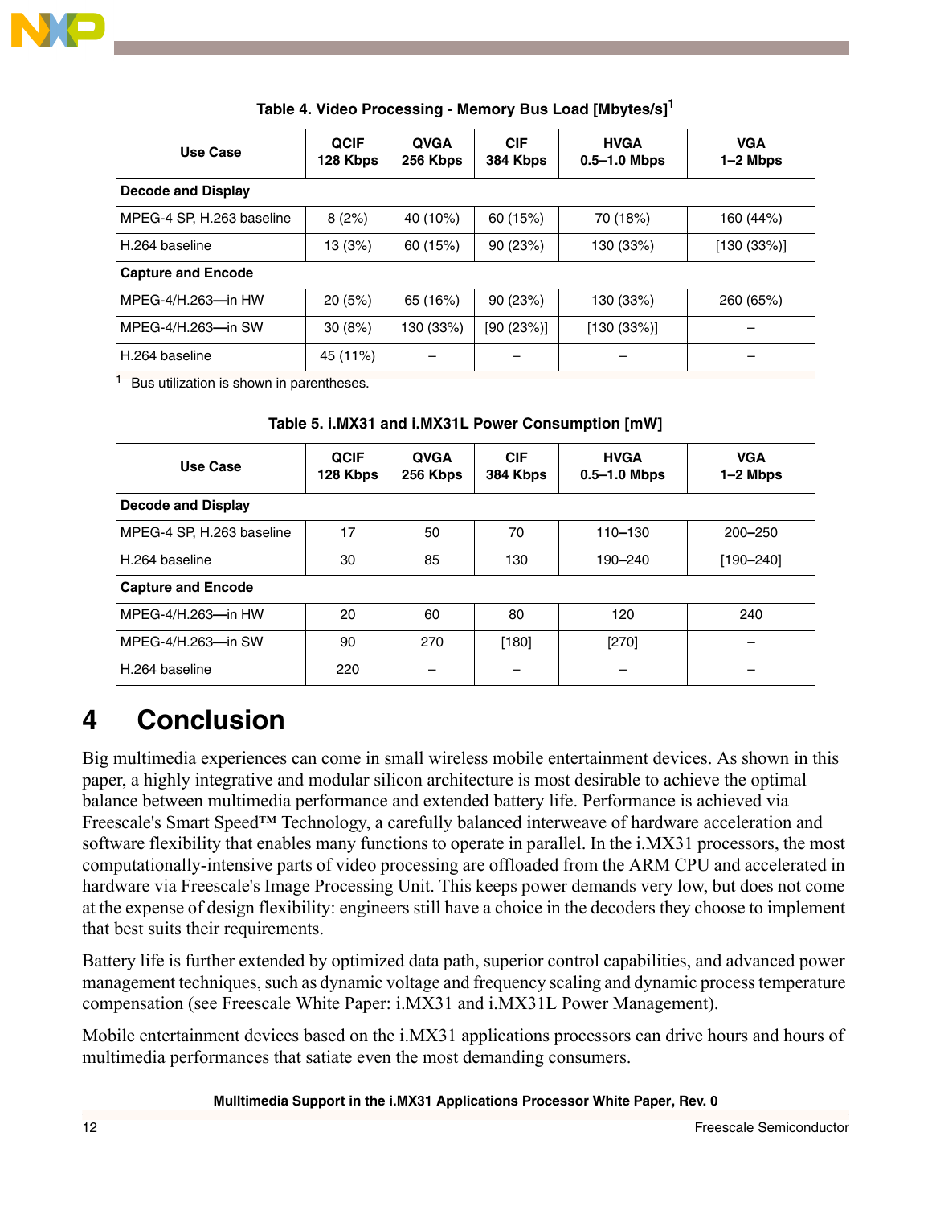Table 4. Video Processing - Memory Bus Load [Mbytes/s][1]

| Use Case | QCIF 128 Kbps | QVGA 256 Kbps | CIF 384 Kbps | HVGA 0.5–1.0 Mbps | VGA 1–2 Mbps |
|---|---|---|---|---|---|
| **Decode and Display** | | | | | |
| MPEG-4 SP, H.263 baseline | 8 (2%) | 40 (10%) | 60 (15%) | 70 (18%) | 160 (44%) |
| H.264 baseline | 13 (3%) | 60 (15%) | 90 (23%) | 130 (33%) | [130 (33%)] |
| **Capture and Encode** | | | | | |
| MPEG-4/H.263—in HW | 20 (5%) | 65 (16%) | 90 (23%) | 130 (33%) | 260 (65%) |
| MPEG-4/H.263—in SW | 30 (8%) | 130 (33%) | [90 (23%)] | [130 (33%)] | – |
| H.264 baseline | 45 (11%) | – | – | – | – |

[1] Bus utilization is shown in parentheses.

Table 5. i.MX31 and i.MX31L Power Consumption [mW]

| Use Case | QCIF 128 Kbps | QVGA 256 Kbps | CIF 384 Kbps | HVGA 0.5–1.0 Mbps | VGA 1–2 Mbps |
|---|---|---|---|---|---|
| **Decode and Display** | | | | | |
| MPEG-4 SP, H.263 baseline | 17 | 50 | 70 | 110–130 | 200–250 |
| H.264 baseline | 30 | 85 | 130 | 190–240 | [190–240] |
| **Capture and Encode** | | | | | |
| MPEG-4/H.263—in HW | 20 | 60 | 80 | 120 | 240 |
| MPEG-4/H.263—in SW | 90 | 270 | [180] | [270] | – |
| H.264 baseline | 220 | – | – | – | – |

# 4 Conclusion

Big multimedia experiences can come in small wireless mobile entertainment devices. As shown in this paper, a highly integrative and modular silicon architecture is most desirable to achieve the optimal balance between multimedia performance and extended battery life. Performance is achieved via Freescale's Smart Speed™ Technology, a carefully balanced interweave of hardware acceleration and software flexibility that enables many functions to operate in parallel. In the i.MX31 processors, the most computationally-intensive parts of video processing are offloaded from the ARM CPU and accelerated in hardware via Freescale's Image Processing Unit. This keeps power demands very low, but does not come at the expense of design flexibility: engineers still have a choice in the decoders they choose to implement that best suits their requirements.

Battery life is further extended by optimized data path, superior control capabilities, and advanced power management techniques, such as dynamic voltage and frequency scaling and dynamic process temperature compensation (see Freescale White Paper: i.MX31 and i.MX31L Power Management).

Mobile entertainment devices based on the i.MX31 applications processors can drive hours and hours of multimedia performances that satiate even the most demanding consumers.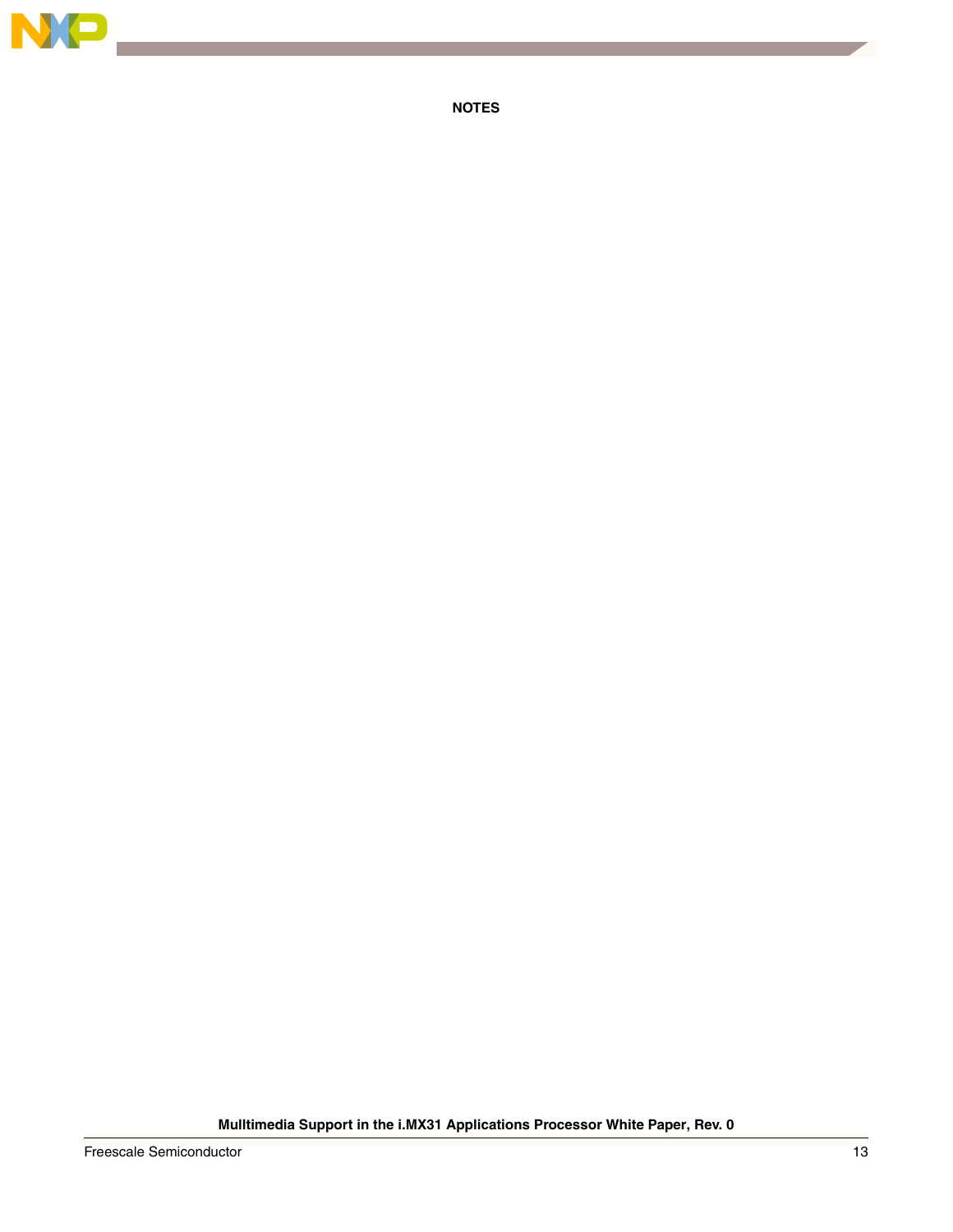**NOTES**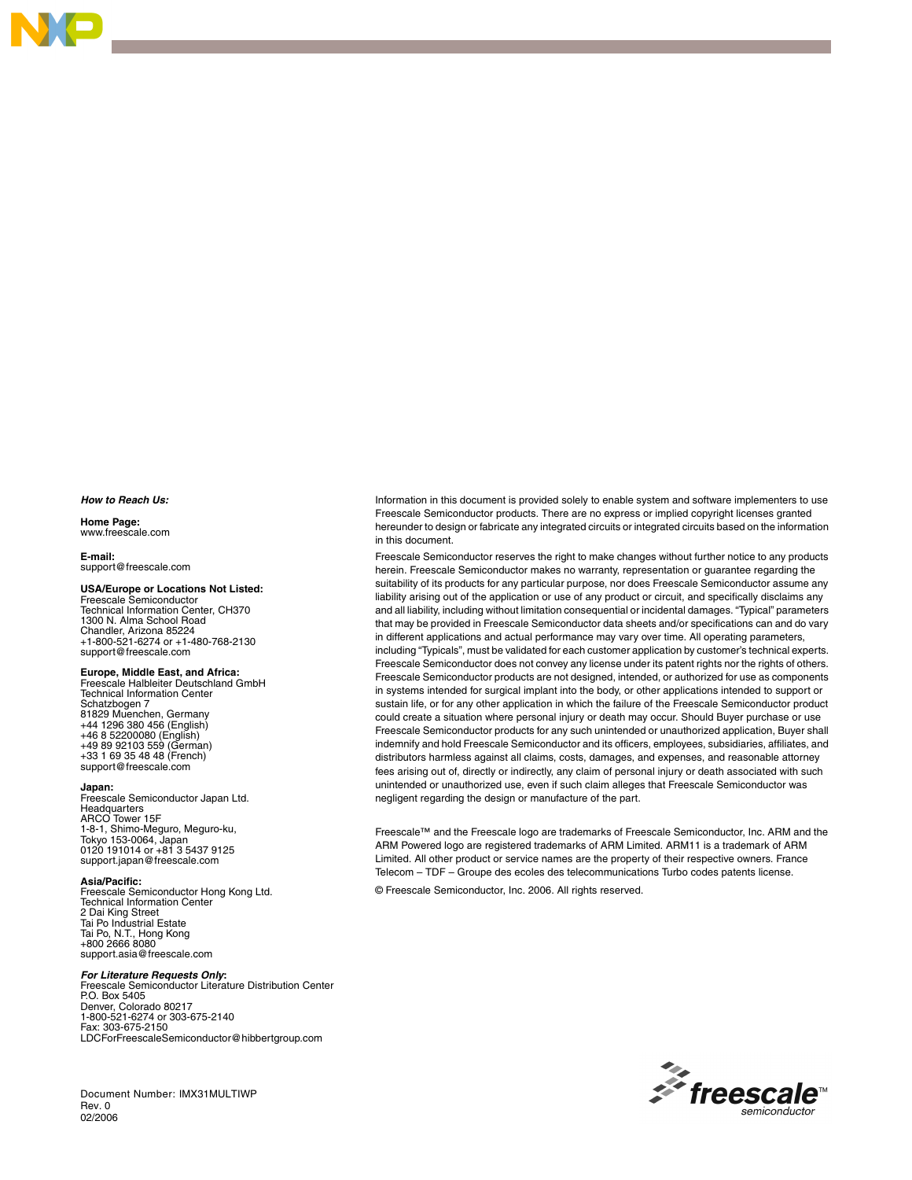***How to Reach Us:***

**Home Page:**
www.freescale.com

**E-mail:**
support@freescale.com

**USA/Europe or Locations Not Listed:**
Freescale Semiconductor
Technical Information Center, CH370
1300 N. Alma School Road
Chandler, Arizona 85224
+1-800-521-6274 or +1-480-768-2130
support@freescale.com

**Europe, Middle East, and Africa:**
Freescale Halbleiter Deutschland GmbH
Technical Information Center
Schatzbogen 7
81829 Muenchen, Germany
+44 1296 380 456 (English)
+46 8 52200080 (English)
+49 89 92103 559 (German)
+33 1 69 35 48 48 (French)
support@freescale.com

**Japan:**
Freescale Semiconductor Japan Ltd.
Headquarters
ARCO Tower 15F
1-8-1, Shimo-Meguro, Meguro-ku,
Tokyo 153-0064, Japan
0120 191014 or +81 3 5437 9125
support.japan@freescale.com

**Asia/Pacific:**
Freescale Semiconductor Hong Kong Ltd.
Technical Information Center
2 Dai King Street
Tai Po Industrial Estate
Tai Po, N.T., Hong Kong
+800 2666 8080
support.asia@freescale.com

***For Literature Requests Only*****:**
Freescale Semiconductor Literature Distribution Center
P.O. Box 5405
Denver, Colorado 80217
1-800-521-6274 or 303-675-2140
Fax: 303-675-2150
LDCForFreescaleSemiconductor@hibbertgroup.com

Information in this document is provided solely to enable system and software implementers to use Freescale Semiconductor products. There are no express or implied copyright licenses granted hereunder to design or fabricate any integrated circuits or integrated circuits based on the information in this document.

Freescale Semiconductor reserves the right to make changes without further notice to any products herein. Freescale Semiconductor makes no warranty, representation or guarantee regarding the suitability of its products for any particular purpose, nor does Freescale Semiconductor assume any liability arising out of the application or use of any product or circuit, and specifically disclaims any and all liability, including without limitation consequential or incidental damages. "Typical" parameters that may be provided in Freescale Semiconductor data sheets and/or specifications can and do vary in different applications and actual performance may vary over time. All operating parameters, including "Typicals", must be validated for each customer application by customer's technical experts. Freescale Semiconductor does not convey any license under its patent rights nor the rights of others. Freescale Semiconductor products are not designed, intended, or authorized for use as components in systems intended for surgical implant into the body, or other applications intended to support or sustain life, or for any other application in which the failure of the Freescale Semiconductor product could create a situation where personal injury or death may occur. Should Buyer purchase or use Freescale Semiconductor products for any such unintended or unauthorized application, Buyer shall indemnify and hold Freescale Semiconductor and its officers, employees, subsidiaries, affiliates, and distributors harmless against all claims, costs, damages, and expenses, and reasonable attorney fees arising out of, directly or indirectly, any claim of personal injury or death associated with such unintended or unauthorized use, even if such claim alleges that Freescale Semiconductor was negligent regarding the design or manufacture of the part.

Freescale™ and the Freescale logo are trademarks of Freescale Semiconductor, Inc. ARM and the ARM Powered logo are registered trademarks of ARM Limited. ARM11 is a trademark of ARM Limited. All other product or service names are the property of their respective owners. France Telecom – TDF – Groupe des ecoles des telecommunications Turbo codes patents license.

© Freescale Semiconductor, Inc. 2006. All rights reserved.

Document Number: IMX31MULTIWP
Rev. 0
02/2006